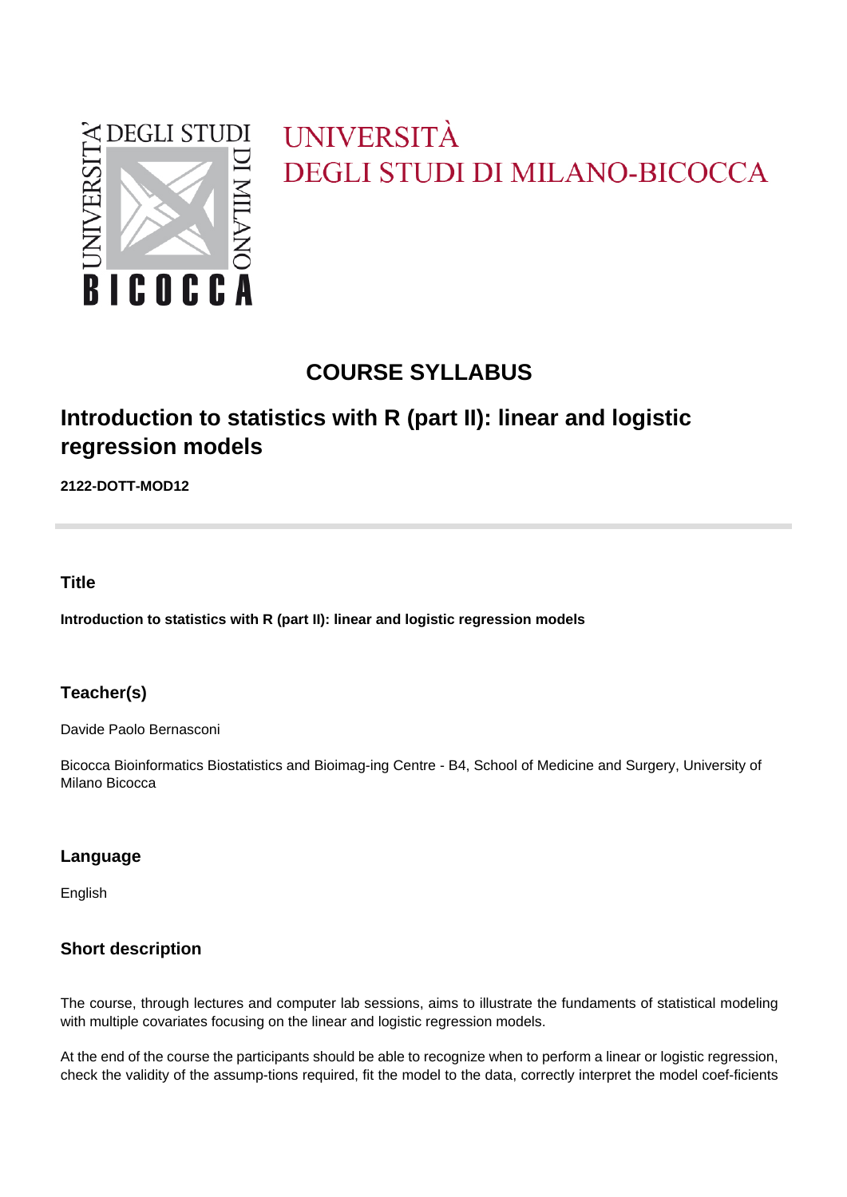UNIVERSITÀ
DEGLI STUDI DI MILANO-BICOCCA

## COURSE SYLLABUS

# Introduction to statistics with R (part II): linear and logistic regression models

**2122-DOTT-MOD12**

---

### Title

**Introduction to statistics with R (part II): linear and logistic regression models**

### Teacher(s)

Davide Paolo Bernasconi

Bicocca Bioinformatics Biostatistics and Bioimag-ing Centre - B4, School of Medicine and Surgery, University of Milano Bicocca

### Language

English

### Short description

The course, through lectures and computer lab sessions, aims to illustrate the fundaments of statistical modeling with multiple covariates focusing on the linear and logistic regression models.

At the end of the course the participants should be able to recognize when to perform a linear or logistic regression, check the validity of the assump-tions required, fit the model to the data, correctly interpret the model coef-ficients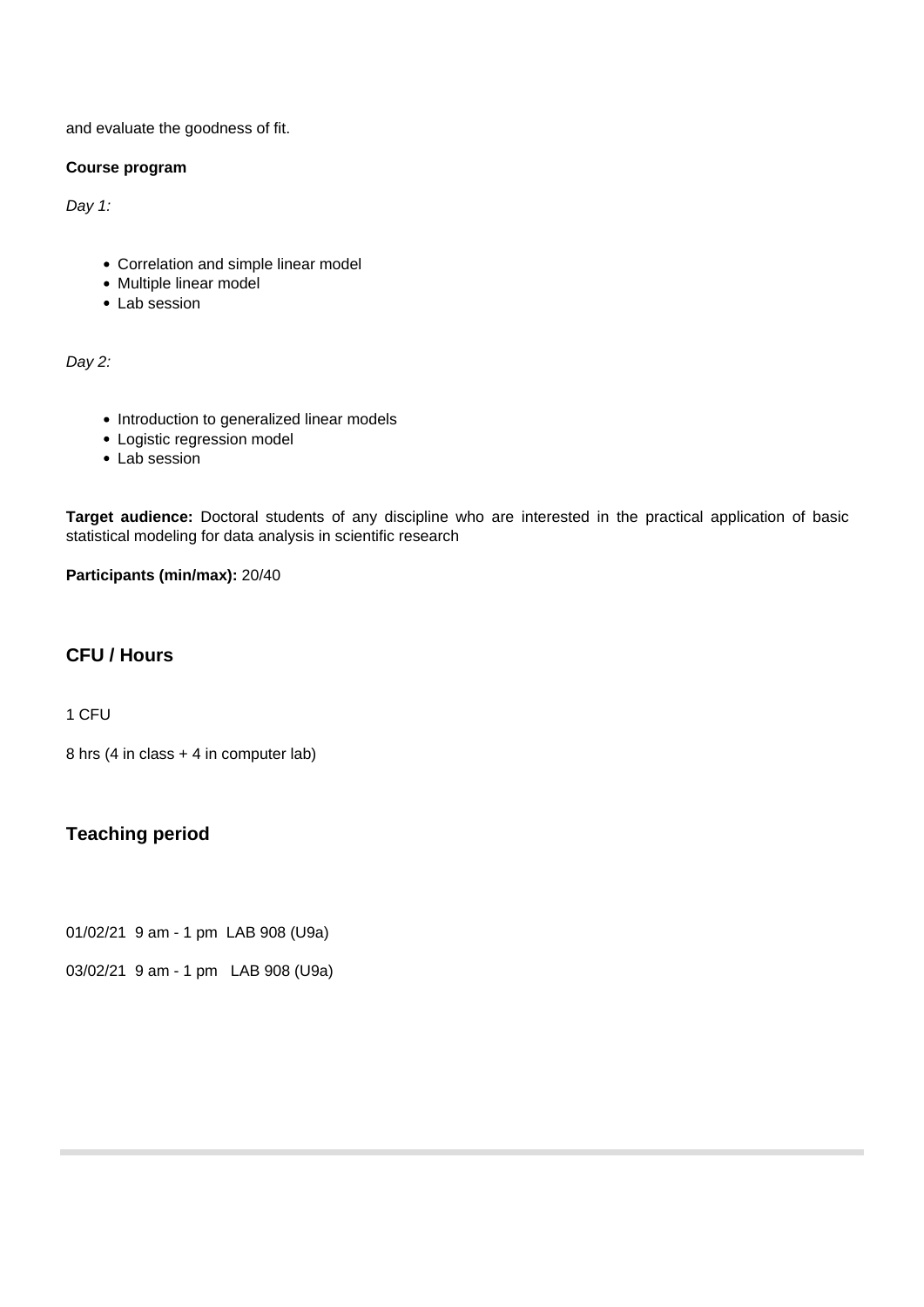and evaluate the goodness of fit.

**Course program**

*Day 1:*

- Correlation and simple linear model
- Multiple linear model
- Lab session

*Day 2:*

- Introduction to generalized linear models
- Logistic regression model
- Lab session

**Target audience:** Doctoral students of any discipline who are interested in the practical application of basic statistical modeling for data analysis in scientific research

**Participants (min/max):** 20/40

## CFU / Hours

1 CFU

8 hrs (4 in class + 4 in computer lab)

## Teaching period

01/02/21 9 am - 1 pm LAB 908 (U9a)

03/02/21 9 am - 1 pm LAB 908 (U9a)